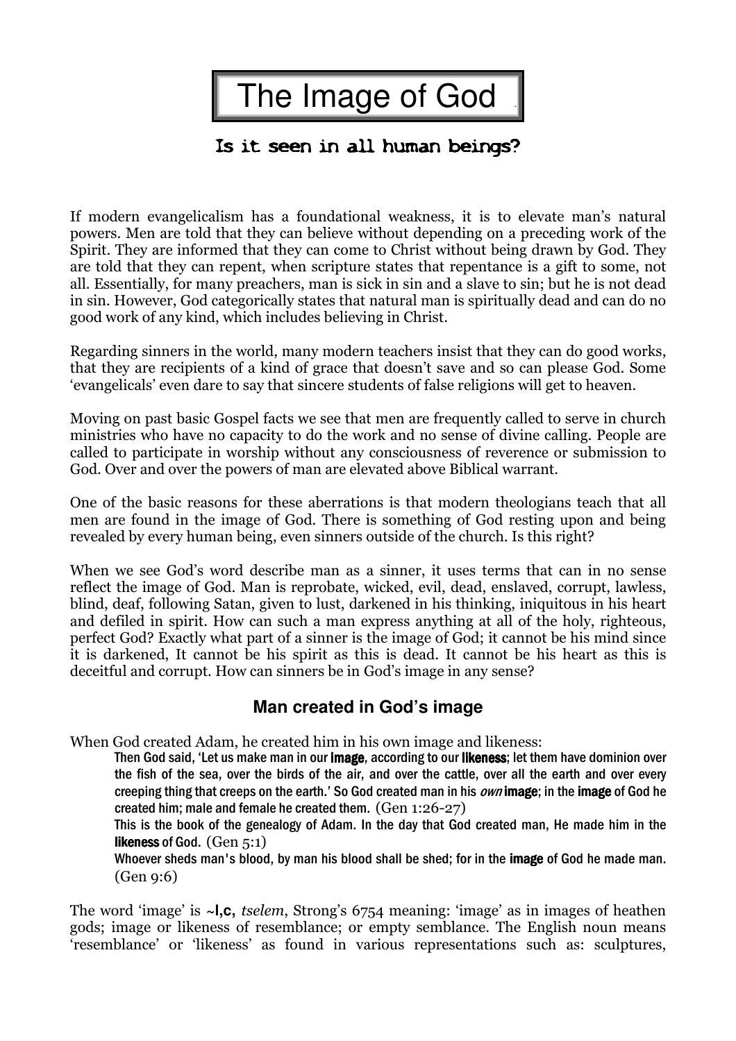# The Image of God

## Is it seen in all human beings?

If modern evangelicalism has a foundational weakness, it is to elevate man's natural powers. Men are told that they can believe without depending on a preceding work of the Spirit. They are informed that they can come to Christ without being drawn by God. They are told that they can repent, when scripture states that repentance is a gift to some, not all. Essentially, for many preachers, man is sick in sin and a slave to sin; but he is not dead in sin. However, God categorically states that natural man is spiritually dead and can do no good work of any kind, which includes believing in Christ.

Regarding sinners in the world, many modern teachers insist that they can do good works, that they are recipients of a kind of grace that doesn't save and so can please God. Some 'evangelicals' even dare to say that sincere students of false religions will get to heaven.

Moving on past basic Gospel facts we see that men are frequently called to serve in church ministries who have no capacity to do the work and no sense of divine calling. People are called to participate in worship without any consciousness of reverence or submission to God. Over and over the powers of man are elevated above Biblical warrant.

One of the basic reasons for these aberrations is that modern theologians teach that all men are found in the image of God. There is something of God resting upon and being revealed by every human being, even sinners outside of the church. Is this right?

When we see God's word describe man as a sinner, it uses terms that can in no sense reflect the image of God. Man is reprobate, wicked, evil, dead, enslaved, corrupt, lawless, blind, deaf, following Satan, given to lust, darkened in his thinking, iniquitous in his heart and defiled in spirit. How can such a man express anything at all of the holy, righteous, perfect God? Exactly what part of a sinner is the image of God; it cannot be his mind since it is darkened, It cannot be his spirit as this is dead. It cannot be his heart as this is deceitful and corrupt. How can sinners be in God's image in any sense?

### Man created in God's image

When God created Adam, he created him in his own image and likeness:

> Then God said, 'Let us make man in our **image**, according to our **likeness**; let them have dominion over the fish of the sea, over the birds of the air, and over the cattle, over all the earth and over every creeping thing that creeps on the earth.' So God created man in his *own* **image**; in the **image** of God he created him; male and female he created them. (Gen 1:26-27)
>
> This is the book of the genealogy of Adam. In the day that God created man, He made him in the **likeness** of God. (Gen 5:1)
>
> Whoever sheds man's blood, by man his blood shall be shed; for in the **image** of God he made man. (Gen 9:6)

The word 'image' is **~l,c,** *tselem*, Strong's 6754 meaning: 'image' as in images of heathen gods; image or likeness of resemblance; or empty semblance. The English noun means 'resemblance' or 'likeness' as found in various representations such as: sculptures,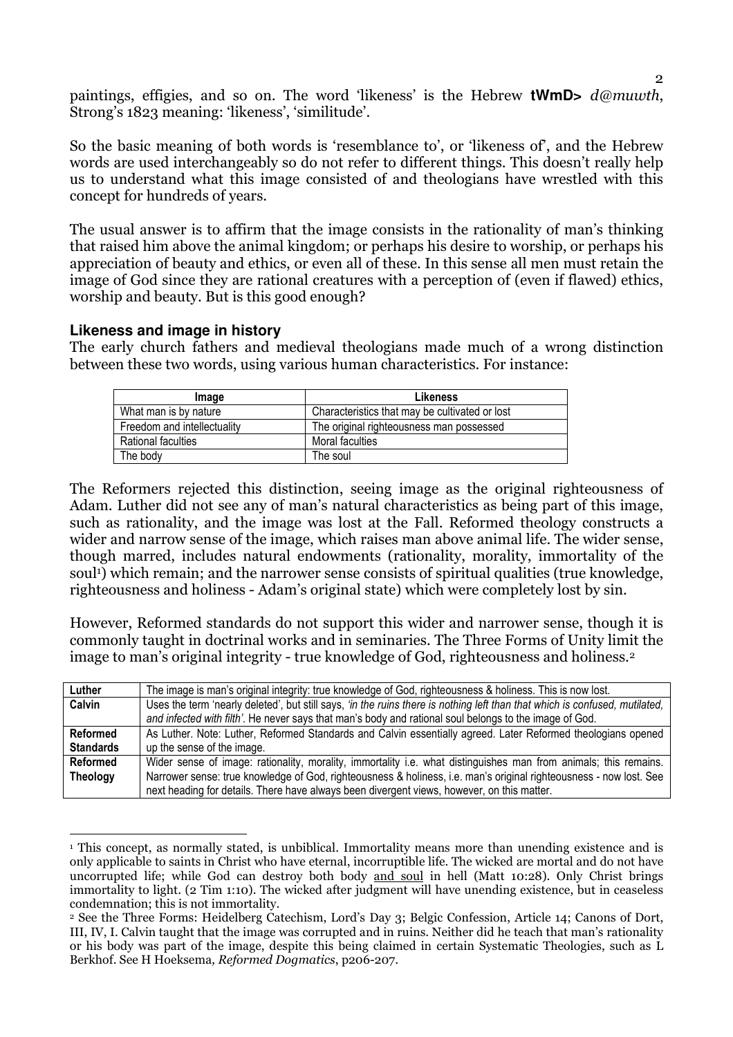paintings, effigies, and so on. The word 'likeness' is the Hebrew **tWmD>** *d@muwth*, Strong's 1823 meaning: 'likeness', 'similitude'.

So the basic meaning of both words is 'resemblance to', or 'likeness of', and the Hebrew words are used interchangeably so do not refer to different things. This doesn't really help us to understand what this image consisted of and theologians have wrestled with this concept for hundreds of years.

The usual answer is to affirm that the image consists in the rationality of man's thinking that raised him above the animal kingdom; or perhaps his desire to worship, or perhaps his appreciation of beauty and ethics, or even all of these. In this sense all men must retain the image of God since they are rational creatures with a perception of (even if flawed) ethics, worship and beauty. But is this good enough?

### Likeness and image in history

The early church fathers and medieval theologians made much of a wrong distinction between these two words, using various human characteristics. For instance:

| Image | Likeness |
|---|---|
| What man is by nature | Characteristics that may be cultivated or lost |
| Freedom and intellectuality | The original righteousness man possessed |
| Rational faculties | Moral faculties |
| The body | The soul |

The Reformers rejected this distinction, seeing image as the original righteousness of Adam. Luther did not see any of man's natural characteristics as being part of this image, such as rationality, and the image was lost at the Fall. Reformed theology constructs a wider and narrow sense of the image, which raises man above animal life. The wider sense, though marred, includes natural endowments (rationality, morality, immortality of the soul[1]) which remain; and the narrower sense consists of spiritual qualities (true knowledge, righteousness and holiness - Adam's original state) which were completely lost by sin.

However, Reformed standards do not support this wider and narrower sense, though it is commonly taught in doctrinal works and in seminaries. The Three Forms of Unity limit the image to man's original integrity - true knowledge of God, righteousness and holiness.[2]

| | |
|---|---|
| **Luther** | The image is man's original integrity: true knowledge of God, righteousness & holiness. This is now lost. |
| **Calvin** | Uses the term 'nearly deleted', but still says, *'in the ruins there is nothing left than that which is confused, mutilated, and infected with filth'*. He never says that man's body and rational soul belongs to the image of God. |
| **Reformed Standards** | As Luther. Note: Luther, Reformed Standards and Calvin essentially agreed. Later Reformed theologians opened up the sense of the image. |
| **Reformed Theology** | Wider sense of image: rationality, morality, immortality i.e. what distinguishes man from animals; this remains. Narrower sense: true knowledge of God, righteousness & holiness, i.e. man's original righteousness - now lost. See next heading for details. There have always been divergent views, however, on this matter. |

---

[1] This concept, as normally stated, is unbiblical. Immortality means more than unending existence and is only applicable to saints in Christ who have eternal, incorruptible life. The wicked are mortal and do not have uncorrupted life; while God can destroy both body and soul in hell (Matt 10:28). Only Christ brings immortality to light. (2 Tim 1:10). The wicked after judgment will have unending existence, but in ceaseless condemnation; this is not immortality.

[2] See the Three Forms: Heidelberg Catechism, Lord's Day 3; Belgic Confession, Article 14; Canons of Dort, III, IV, I. Calvin taught that the image was corrupted and in ruins. Neither did he teach that man's rationality or his body was part of the image, despite this being claimed in certain Systematic Theologies, such as L Berkhof. See H Hoeksema, *Reformed Dogmatics*, p206-207.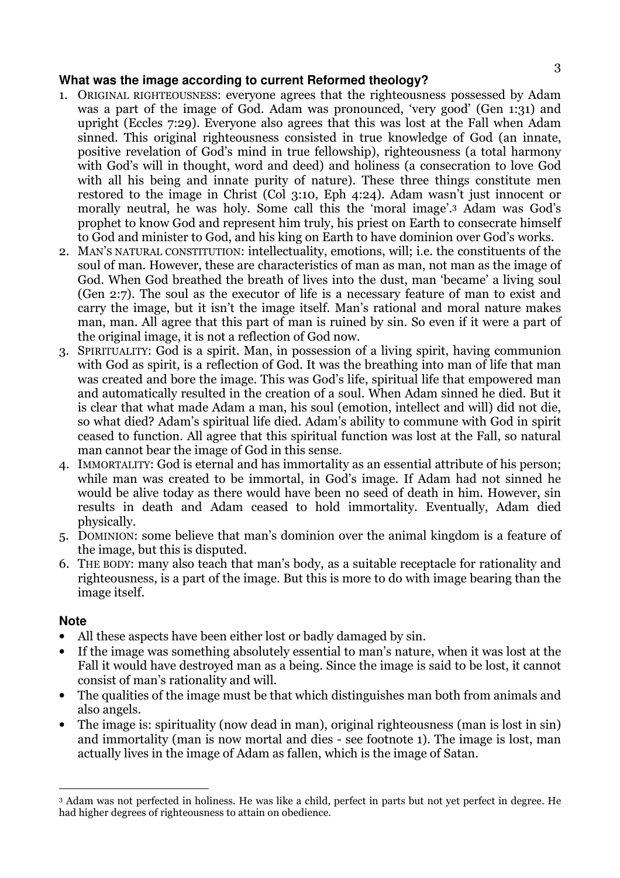### What was the image according to current Reformed theology?

1. ORIGINAL RIGHTEOUSNESS: everyone agrees that the righteousness possessed by Adam was a part of the image of God. Adam was pronounced, 'very good' (Gen 1:31) and upright (Eccles 7:29). Everyone also agrees that this was lost at the Fall when Adam sinned. This original righteousness consisted in true knowledge of God (an innate, positive revelation of God's mind in true fellowship), righteousness (a total harmony with God's will in thought, word and deed) and holiness (a consecration to love God with all his being and innate purity of nature). These three things constitute men restored to the image in Christ (Col 3:10, Eph 4:24). Adam wasn't just innocent or morally neutral, he was holy. Some call this the 'moral image'.[3] Adam was God's prophet to know God and represent him truly, his priest on Earth to consecrate himself to God and minister to God, and his king on Earth to have dominion over God's works.
2. MAN'S NATURAL CONSTITUTION: intellectuality, emotions, will; i.e. the constituents of the soul of man. However, these are characteristics of man as man, not man as the image of God. When God breathed the breath of lives into the dust, man 'became' a living soul (Gen 2:7). The soul as the executor of life is a necessary feature of man to exist and carry the image, but it isn't the image itself. Man's rational and moral nature makes man, man. All agree that this part of man is ruined by sin. So even if it were a part of the original image, it is not a reflection of God now.
3. SPIRITUALITY: God is a spirit. Man, in possession of a living spirit, having communion with God as spirit, is a reflection of God. It was the breathing into man of life that man was created and bore the image. This was God's life, spiritual life that empowered man and automatically resulted in the creation of a soul. When Adam sinned he died. But it is clear that what made Adam a man, his soul (emotion, intellect and will) did not die, so what died? Adam's spiritual life died. Adam's ability to commune with God in spirit ceased to function. All agree that this spiritual function was lost at the Fall, so natural man cannot bear the image of God in this sense.
4. IMMORTALITY: God is eternal and has immortality as an essential attribute of his person; while man was created to be immortal, in God's image. If Adam had not sinned he would be alive today as there would have been no seed of death in him. However, sin results in death and Adam ceased to hold immortality. Eventually, Adam died physically.
5. DOMINION: some believe that man's dominion over the animal kingdom is a feature of the image, but this is disputed.
6. THE BODY: many also teach that man's body, as a suitable receptacle for rationality and righteousness, is a part of the image. But this is more to do with image bearing than the image itself.

### Note

- All these aspects have been either lost or badly damaged by sin.
- If the image was something absolutely essential to man's nature, when it was lost at the Fall it would have destroyed man as a being. Since the image is said to be lost, it cannot consist of man's rationality and will.
- The qualities of the image must be that which distinguishes man both from animals and also angels.
- The image is: spirituality (now dead in man), original righteousness (man is lost in sin) and immortality (man is now mortal and dies - see footnote 1). The image is lost, man actually lives in the image of Adam as fallen, which is the image of Satan.

---

[3] Adam was not perfected in holiness. He was like a child, perfect in parts but not yet perfect in degree. He had higher degrees of righteousness to attain on obedience.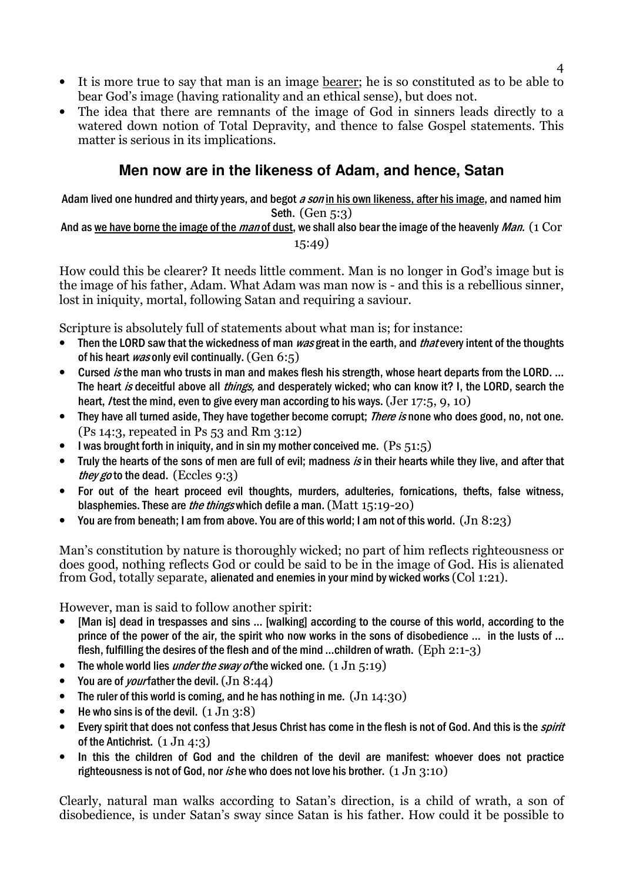- It is more true to say that man is an image <u>bearer</u>; he is so constituted as to be able to bear God's image (having rationality and an ethical sense), but does not.
- The idea that there are remnants of the image of God in sinners leads directly to a watered down notion of Total Depravity, and thence to false Gospel statements. This matter is serious in its implications.

## Men now are in the likeness of Adam, and hence, Satan

Adam lived one hundred and thirty years, and begot *a son* <u>in his own likeness, after his image</u>, and named him Seth. (Gen 5:3)
And as <u>we have borne the image of the *man* of dust</u>, we shall also bear the image of the heavenly *Man.* (1 Cor 15:49)

How could this be clearer? It needs little comment. Man is no longer in God's image but is the image of his father, Adam. What Adam was man now is - and this is a rebellious sinner, lost in iniquity, mortal, following Satan and requiring a saviour.

Scripture is absolutely full of statements about what man is; for instance:

- Then the LORD saw that the wickedness of man *was* great in the earth, and *that* every intent of the thoughts of his heart *was* only evil continually. (Gen 6:5)
- Cursed *is* the man who trusts in man and makes flesh his strength, whose heart departs from the LORD. ... The heart *is* deceitful above all *things,* and desperately wicked; who can know it? I, the LORD, search the heart, / test the mind, even to give every man according to his ways. (Jer 17:5, 9, 10)
- They have all turned aside, They have together become corrupt; *There is* none who does good, no, not one. (Ps 14:3, repeated in Ps 53 and Rm 3:12)
- I was brought forth in iniquity, and in sin my mother conceived me. (Ps 51:5)
- Truly the hearts of the sons of men are full of evil; madness *is* in their hearts while they live, and after that *they go* to the dead. (Eccles 9:3)
- For out of the heart proceed evil thoughts, murders, adulteries, fornications, thefts, false witness, blasphemies. These are *the things* which defile a man. (Matt 15:19-20)
- You are from beneath; I am from above. You are of this world; I am not of this world. (Jn 8:23)

Man's constitution by nature is thoroughly wicked; no part of him reflects righteousness or does good, nothing reflects God or could be said to be in the image of God. His is alienated from God, totally separate, alienated and enemies in your mind by wicked works (Col 1:21).

However, man is said to follow another spirit:

- [Man is] dead in trespasses and sins ... [walking] according to the course of this world, according to the prince of the power of the air, the spirit who now works in the sons of disobedience ... in the lusts of ... flesh, fulfilling the desires of the flesh and of the mind ...children of wrath. (Eph 2:1-3)
- The whole world lies *under the sway of* the wicked one. (1 Jn 5:19)
- You are of *your* father the devil. (Jn 8:44)
- The ruler of this world is coming, and he has nothing in me. (Jn 14:30)
- He who sins is of the devil. (1 Jn 3:8)
- Every spirit that does not confess that Jesus Christ has come in the flesh is not of God. And this is the *spirit* of the Antichrist. (1 Jn 4:3)
- In this the children of God and the children of the devil are manifest: whoever does not practice righteousness is not of God, nor *is* he who does not love his brother. (1 Jn 3:10)

Clearly, natural man walks according to Satan's direction, is a child of wrath, a son of disobedience, is under Satan's sway since Satan is his father. How could it be possible to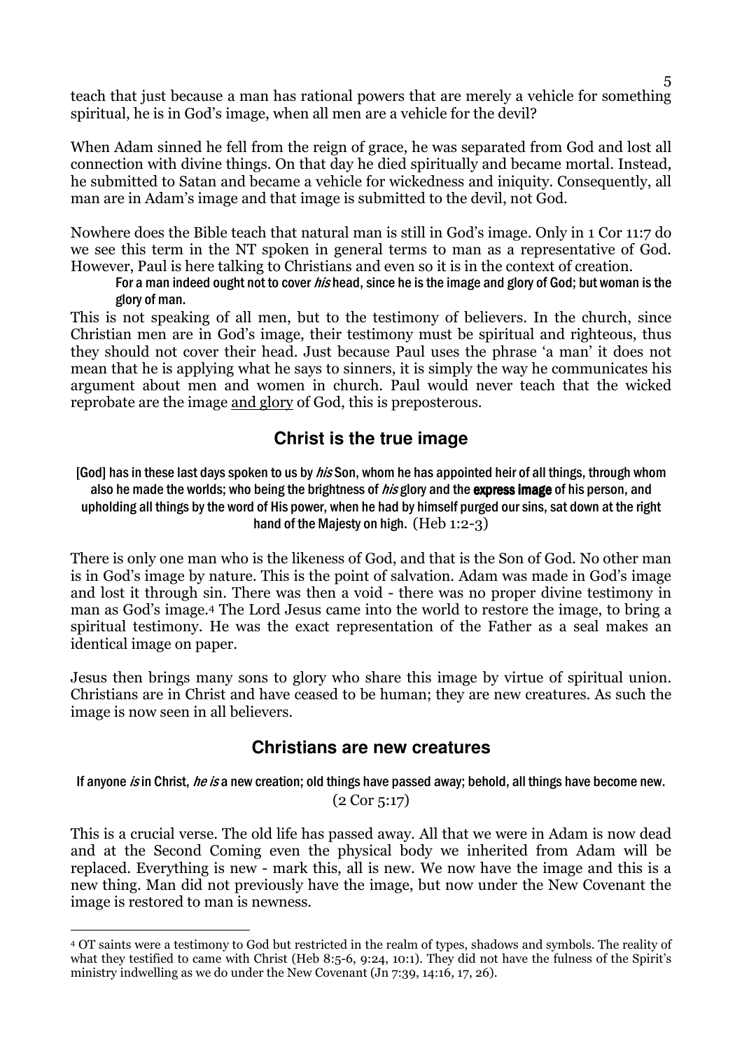teach that just because a man has rational powers that are merely a vehicle for something spiritual, he is in God's image, when all men are a vehicle for the devil?

When Adam sinned he fell from the reign of grace, he was separated from God and lost all connection with divine things. On that day he died spiritually and became mortal. Instead, he submitted to Satan and became a vehicle for wickedness and iniquity. Consequently, all man are in Adam's image and that image is submitted to the devil, not God.

Nowhere does the Bible teach that natural man is still in God's image. Only in 1 Cor 11:7 do we see this term in the NT spoken in general terms to man as a representative of God. However, Paul is here talking to Christians and even so it is in the context of creation.

> For a man indeed ought not to cover *his* head, since he is the image and glory of God; but woman is the glory of man.

This is not speaking of all men, but to the testimony of believers. In the church, since Christian men are in God's image, their testimony must be spiritual and righteous, thus they should not cover their head. Just because Paul uses the phrase 'a man' it does not mean that he is applying what he says to sinners, it is simply the way he communicates his argument about men and women in church. Paul would never teach that the wicked reprobate are the image <u>and glory</u> of God, this is preposterous.

## Christ is the true image

> [God] has in these last days spoken to us by *his* Son, whom he has appointed heir of all things, through whom also he made the worlds; who being the brightness of *his* glory and the **express image** of his person, and upholding all things by the word of His power, when he had by himself purged our sins, sat down at the right hand of the Majesty on high. (Heb 1:2-3)

There is only one man who is the likeness of God, and that is the Son of God. No other man is in God's image by nature. This is the point of salvation. Adam was made in God's image and lost it through sin. There was then a void - there was no proper divine testimony in man as God's image.[4] The Lord Jesus came into the world to restore the image, to bring a spiritual testimony. He was the exact representation of the Father as a seal makes an identical image on paper.

Jesus then brings many sons to glory who share this image by virtue of spiritual union. Christians are in Christ and have ceased to be human; they are new creatures. As such the image is now seen in all believers.

## Christians are new creatures

> If anyone *is* in Christ, *he is* a new creation; old things have passed away; behold, all things have become new. (2 Cor 5:17)

This is a crucial verse. The old life has passed away. All that we were in Adam is now dead and at the Second Coming even the physical body we inherited from Adam will be replaced. Everything is new - mark this, all is new. We now have the image and this is a new thing. Man did not previously have the image, but now under the New Covenant the image is restored to man is newness.

---

[4] OT saints were a testimony to God but restricted in the realm of types, shadows and symbols. The reality of what they testified to came with Christ (Heb 8:5-6, 9:24, 10:1). They did not have the fulness of the Spirit's ministry indwelling as we do under the New Covenant (Jn 7:39, 14:16, 17, 26).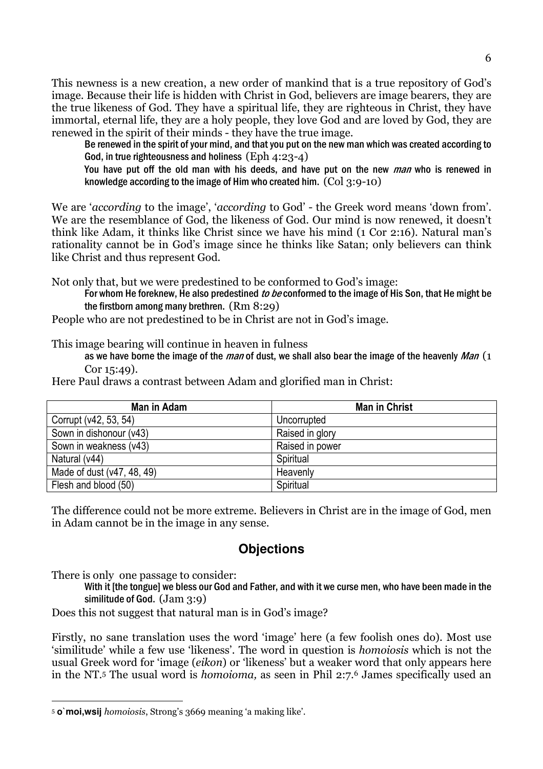This newness is a new creation, a new order of mankind that is a true repository of God's image. Because their life is hidden with Christ in God, believers are image bearers, they are the true likeness of God. They have a spiritual life, they are righteous in Christ, they have immortal, eternal life, they are a holy people, they love God and are loved by God, they are renewed in the spirit of their minds - they have the true image.

> Be renewed in the spirit of your mind, and that you put on the new man which was created according to God, in true righteousness and holiness (Eph 4:23-4)
>
> You have put off the old man with his deeds, and have put on the new *man* who is renewed in knowledge according to the image of Him who created him. (Col 3:9-10)

We are '*according* to the image', '*according* to God' - the Greek word means 'down from'. We are the resemblance of God, the likeness of God. Our mind is now renewed, it doesn't think like Adam, it thinks like Christ since we have his mind (1 Cor 2:16). Natural man's rationality cannot be in God's image since he thinks like Satan; only believers can think like Christ and thus represent God.

Not only that, but we were predestined to be conformed to God's image:

> For whom He foreknew, He also predestined *to be* conformed to the image of His Son, that He might be the firstborn among many brethren. (Rm 8:29)

People who are not predestined to be in Christ are not in God's image.

This image bearing will continue in heaven in fulness

> as we have borne the image of the *man* of dust, we shall also bear the image of the heavenly *Man* (1 Cor 15:49).

Here Paul draws a contrast between Adam and glorified man in Christ:

| Man in Adam | Man in Christ |
|---|---|
| Corrupt (v42, 53, 54) | Uncorrupted |
| Sown in dishonour (v43) | Raised in glory |
| Sown in weakness (v43) | Raised in power |
| Natural (v44) | Spiritual |
| Made of dust (v47, 48, 49) | Heavenly |
| Flesh and blood (50) | Spiritual |

The difference could not be more extreme. Believers in Christ are in the image of God, men in Adam cannot be in the image in any sense.

## Objections

There is only one passage to consider:

> With it [the tongue] we bless our God and Father, and with it we curse men, who have been made in the similitude of God. (Jam 3:9)

Does this not suggest that natural man is in God's image?

Firstly, no sane translation uses the word 'image' here (a few foolish ones do). Most use 'similitude' while a few use 'likeness'. The word in question is *homoiosis* which is not the usual Greek word for 'image (*eikon*) or 'likeness' but a weaker word that only appears here in the NT.[5] The usual word is *homoioma,* as seen in Phil 2:7.[6] James specifically used an

---

[5] **o`moi,wsij** *homoiosis*, Strong's 3669 meaning 'a making like'.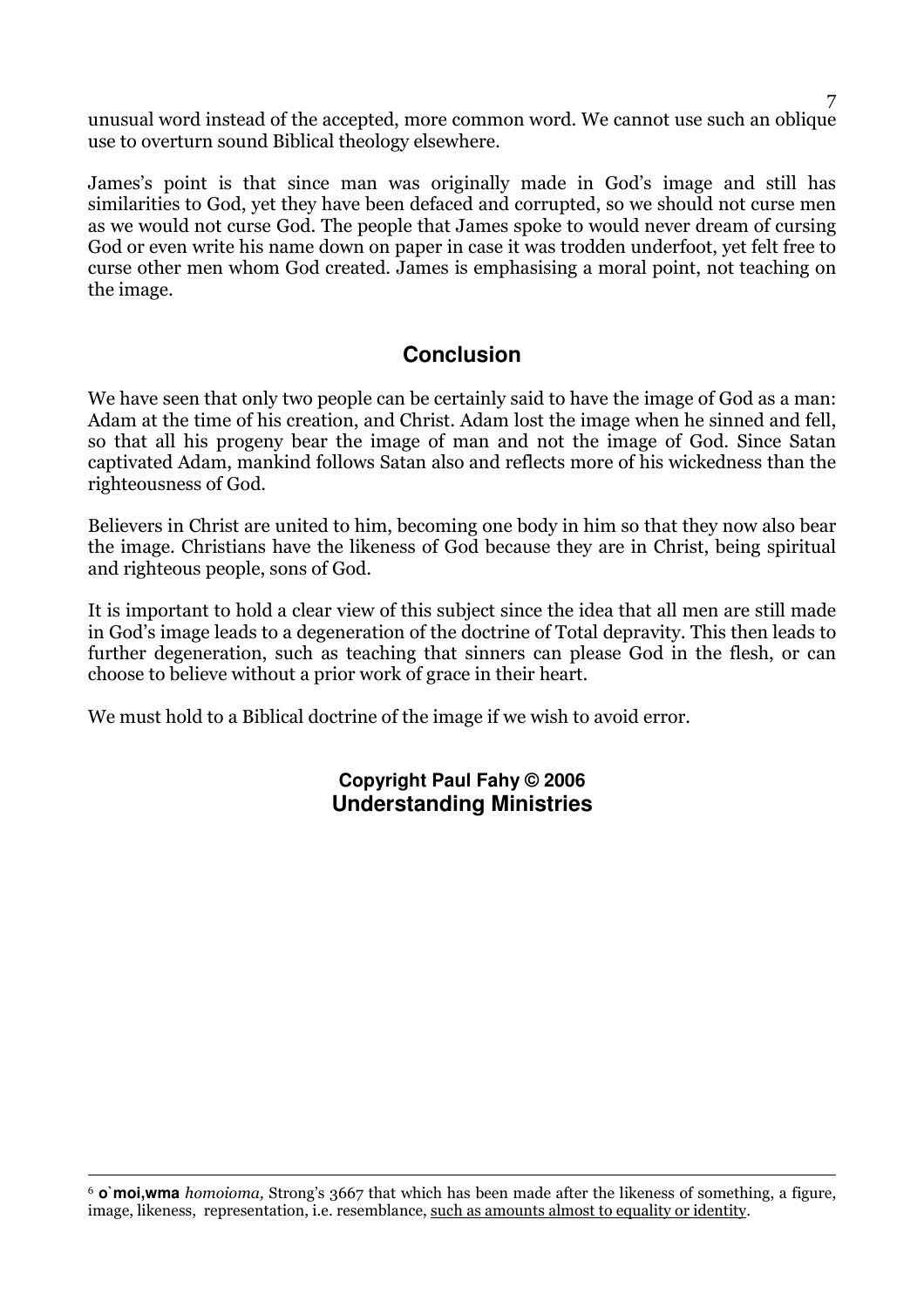unusual word instead of the accepted, more common word. We cannot use such an oblique use to overturn sound Biblical theology elsewhere.

James's point is that since man was originally made in God's image and still has similarities to God, yet they have been defaced and corrupted, so we should not curse men as we would not curse God. The people that James spoke to would never dream of cursing God or even write his name down on paper in case it was trodden underfoot, yet felt free to curse other men whom God created. James is emphasising a moral point, not teaching on the image.

## Conclusion

We have seen that only two people can be certainly said to have the image of God as a man: Adam at the time of his creation, and Christ. Adam lost the image when he sinned and fell, so that all his progeny bear the image of man and not the image of God. Since Satan captivated Adam, mankind follows Satan also and reflects more of his wickedness than the righteousness of God.

Believers in Christ are united to him, becoming one body in him so that they now also bear the image. Christians have the likeness of God because they are in Christ, being spiritual and righteous people, sons of God.

It is important to hold a clear view of this subject since the idea that all men are still made in God's image leads to a degeneration of the doctrine of Total depravity. This then leads to further degeneration, such as teaching that sinners can please God in the flesh, or can choose to believe without a prior work of grace in their heart.

We must hold to a Biblical doctrine of the image if we wish to avoid error.

**Copyright Paul Fahy © 2006**
**Understanding Ministries**

---

[6] **o`moi,wma** *homoioma,* Strong's 3667 that which has been made after the likeness of something, a figure, image, likeness, representation, i.e. resemblance, <u>such as amounts almost to equality or identity</u>.